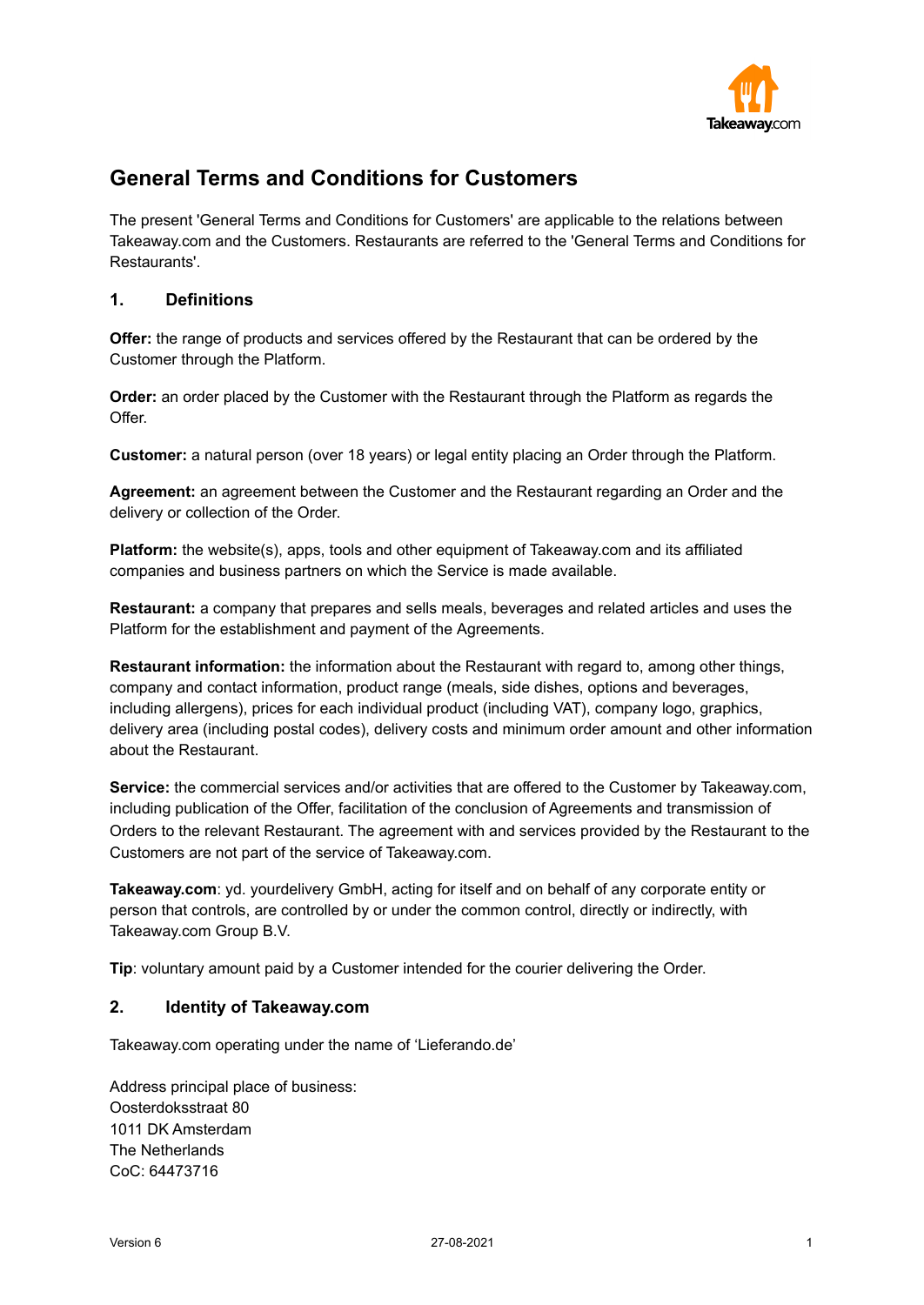# General Terms and Conditions for Customers

The present 'General Terms and Conditions for Customers' are applicable to the relations between Takeaway.com and the Customers. Restaurants are referred to the 'General Terms and Conditions for Restaurants'.

## 1. Definitions

**Offer:** the range of products and services offered by the Restaurant that can be ordered by the Customer through the Platform.

**Order:** an order placed by the Customer with the Restaurant through the Platform as regards the Offer.

**Customer:** a natural person (over 18 years) or legal entity placing an Order through the Platform.

**Agreement:** an agreement between the Customer and the Restaurant regarding an Order and the delivery or collection of the Order.

**Platform:** the website(s), apps, tools and other equipment of Takeaway.com and its affiliated companies and business partners on which the Service is made available.

**Restaurant:** a company that prepares and sells meals, beverages and related articles and uses the Platform for the establishment and payment of the Agreements.

**Restaurant information:** the information about the Restaurant with regard to, among other things, company and contact information, product range (meals, side dishes, options and beverages, including allergens), prices for each individual product (including VAT), company logo, graphics, delivery area (including postal codes), delivery costs and minimum order amount and other information about the Restaurant.

**Service:** the commercial services and/or activities that are offered to the Customer by Takeaway.com, including publication of the Offer, facilitation of the conclusion of Agreements and transmission of Orders to the relevant Restaurant. The agreement with and services provided by the Restaurant to the Customers are not part of the service of Takeaway.com.

**Takeaway.com**: yd. yourdelivery GmbH, acting for itself and on behalf of any corporate entity or person that controls, are controlled by or under the common control, directly or indirectly, with Takeaway.com Group B.V.

**Tip**: voluntary amount paid by a Customer intended for the courier delivering the Order.

## 2. Identity of Takeaway.com

Takeaway.com operating under the name of 'Lieferando.de'

Address principal place of business:
Oosterdoksstraat 80
1011 DK Amsterdam
The Netherlands
CoC: 64473716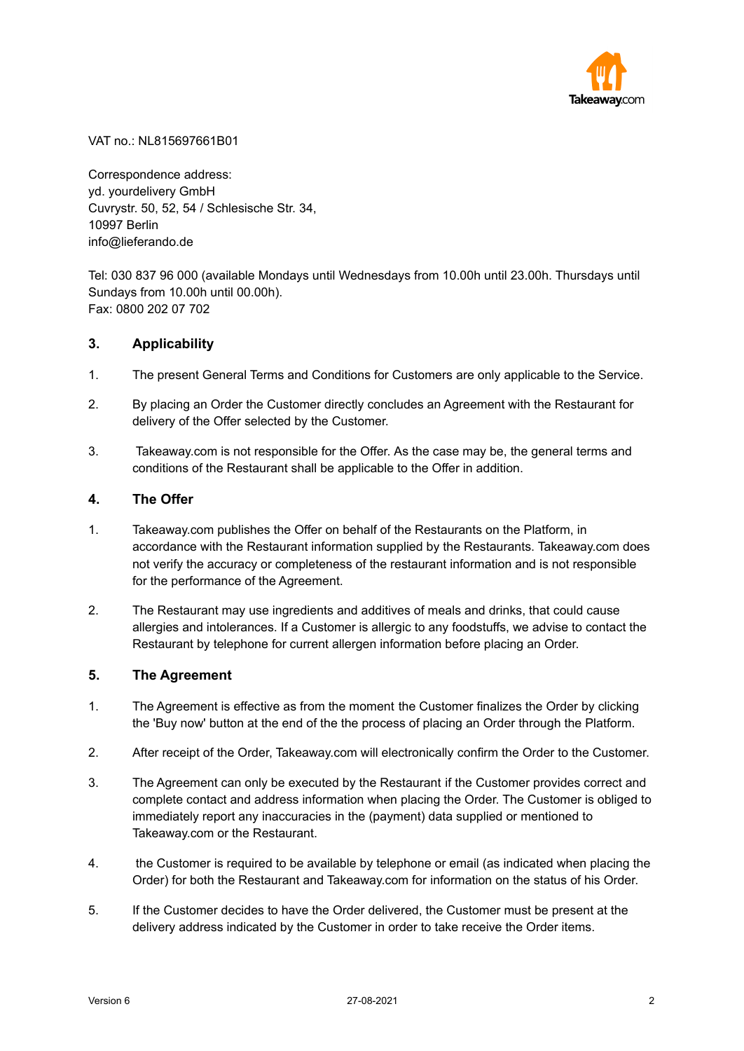VAT no.: NL815697661B01

Correspondence address:
yd. yourdelivery GmbH
Cuvrystr. 50, 52, 54 / Schlesische Str. 34,
10997 Berlin
info@lieferando.de

Tel: 030 837 96 000 (available Mondays until Wednesdays from 10.00h until 23.00h. Thursdays until Sundays from 10.00h until 00.00h).
Fax: 0800 202 07 702

## 3. Applicability

1. The present General Terms and Conditions for Customers are only applicable to the Service.
2. By placing an Order the Customer directly concludes an Agreement with the Restaurant for delivery of the Offer selected by the Customer.
3. Takeaway.com is not responsible for the Offer. As the case may be, the general terms and conditions of the Restaurant shall be applicable to the Offer in addition.

## 4. The Offer

1. Takeaway.com publishes the Offer on behalf of the Restaurants on the Platform, in accordance with the Restaurant information supplied by the Restaurants. Takeaway.com does not verify the accuracy or completeness of the restaurant information and is not responsible for the performance of the Agreement.
2. The Restaurant may use ingredients and additives of meals and drinks, that could cause allergies and intolerances. If a Customer is allergic to any foodstuffs, we advise to contact the Restaurant by telephone for current allergen information before placing an Order.

## 5. The Agreement

1. The Agreement is effective as from the moment the Customer finalizes the Order by clicking the 'Buy now' button at the end of the the process of placing an Order through the Platform.
2. After receipt of the Order, Takeaway.com will electronically confirm the Order to the Customer.
3. The Agreement can only be executed by the Restaurant if the Customer provides correct and complete contact and address information when placing the Order. The Customer is obliged to immediately report any inaccuracies in the (payment) data supplied or mentioned to Takeaway.com or the Restaurant.
4. the Customer is required to be available by telephone or email (as indicated when placing the Order) for both the Restaurant and Takeaway.com for information on the status of his Order.
5. If the Customer decides to have the Order delivered, the Customer must be present at the delivery address indicated by the Customer in order to take receive the Order items.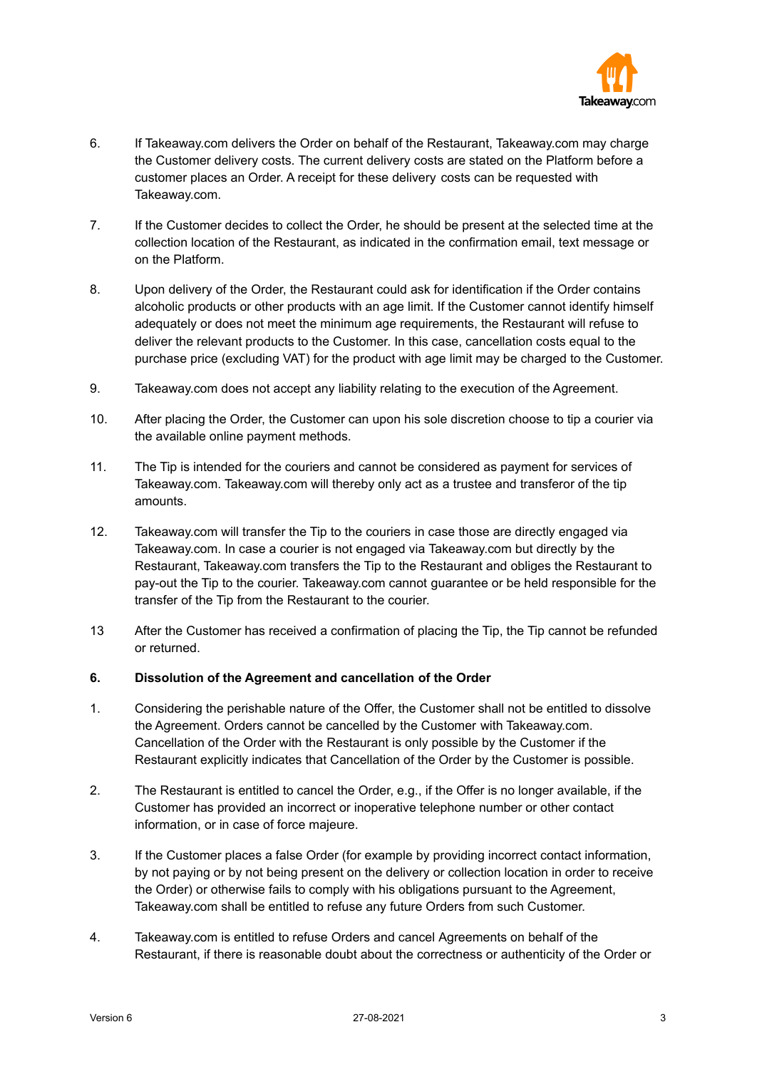6. If Takeaway.com delivers the Order on behalf of the Restaurant, Takeaway.com may charge the Customer delivery costs. The current delivery costs are stated on the Platform before a customer places an Order. A receipt for these delivery costs can be requested with Takeaway.com.

7. If the Customer decides to collect the Order, he should be present at the selected time at the collection location of the Restaurant, as indicated in the confirmation email, text message or on the Platform.

8. Upon delivery of the Order, the Restaurant could ask for identification if the Order contains alcoholic products or other products with an age limit. If the Customer cannot identify himself adequately or does not meet the minimum age requirements, the Restaurant will refuse to deliver the relevant products to the Customer. In this case, cancellation costs equal to the purchase price (excluding VAT) for the product with age limit may be charged to the Customer.

9. Takeaway.com does not accept any liability relating to the execution of the Agreement.

10. After placing the Order, the Customer can upon his sole discretion choose to tip a courier via the available online payment methods.

11. The Tip is intended for the couriers and cannot be considered as payment for services of Takeaway.com. Takeaway.com will thereby only act as a trustee and transferor of the tip amounts.

12. Takeaway.com will transfer the Tip to the couriers in case those are directly engaged via Takeaway.com. In case a courier is not engaged via Takeaway.com but directly by the Restaurant, Takeaway.com transfers the Tip to the Restaurant and obliges the Restaurant to pay-out the Tip to the courier. Takeaway.com cannot guarantee or be held responsible for the transfer of the Tip from the Restaurant to the courier.

13 After the Customer has received a confirmation of placing the Tip, the Tip cannot be refunded or returned.

## 6. Dissolution of the Agreement and cancellation of the Order

1. Considering the perishable nature of the Offer, the Customer shall not be entitled to dissolve the Agreement. Orders cannot be cancelled by the Customer with Takeaway.com. Cancellation of the Order with the Restaurant is only possible by the Customer if the Restaurant explicitly indicates that Cancellation of the Order by the Customer is possible.

2. The Restaurant is entitled to cancel the Order, e.g., if the Offer is no longer available, if the Customer has provided an incorrect or inoperative telephone number or other contact information, or in case of force majeure.

3. If the Customer places a false Order (for example by providing incorrect contact information, by not paying or by not being present on the delivery or collection location in order to receive the Order) or otherwise fails to comply with his obligations pursuant to the Agreement, Takeaway.com shall be entitled to refuse any future Orders from such Customer.

4. Takeaway.com is entitled to refuse Orders and cancel Agreements on behalf of the Restaurant, if there is reasonable doubt about the correctness or authenticity of the Order or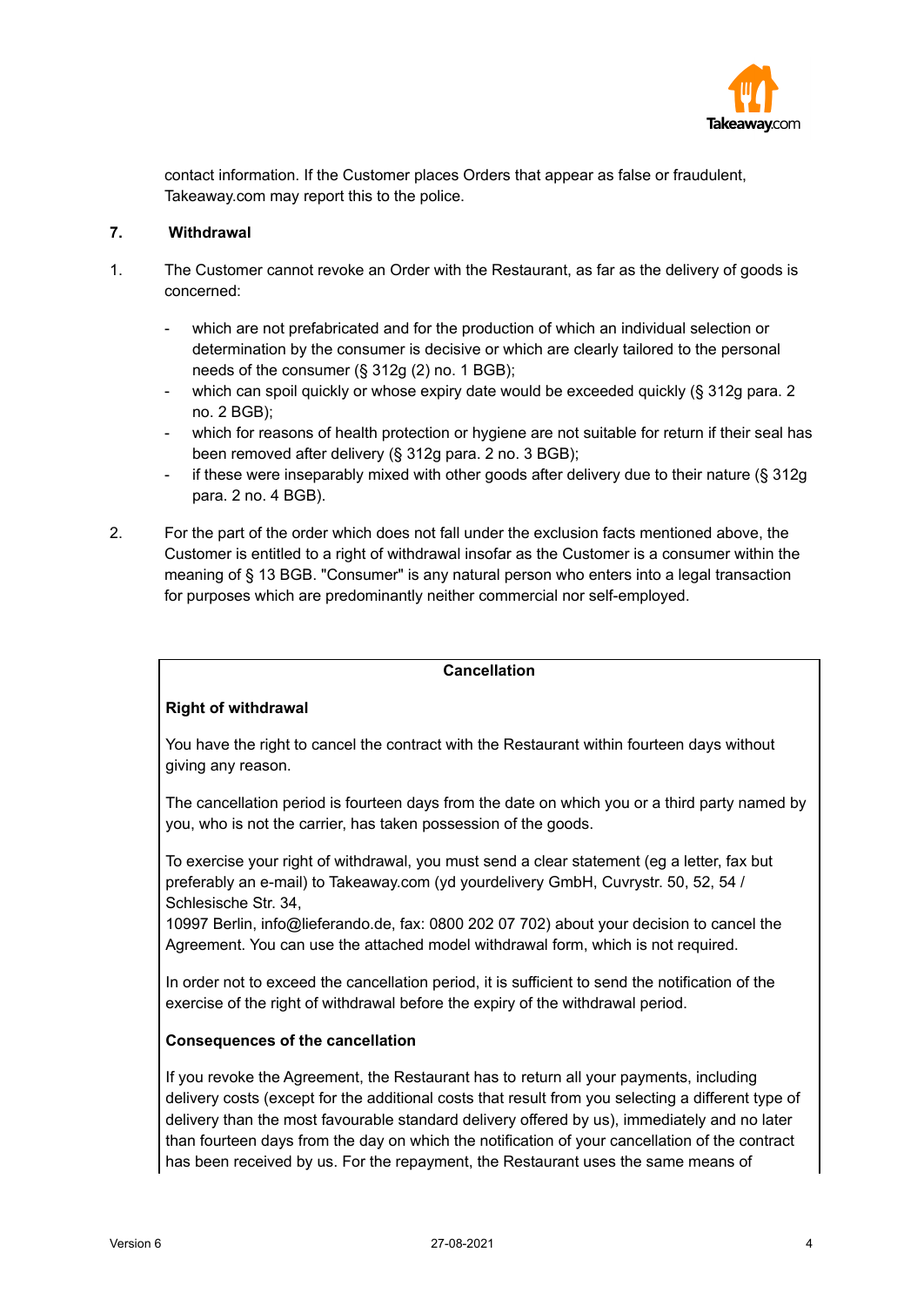contact information. If the Customer places Orders that appear as false or fraudulent, Takeaway.com may report this to the police.

## 7. Withdrawal

1. The Customer cannot revoke an Order with the Restaurant, as far as the delivery of goods is concerned:

   - which are not prefabricated and for the production of which an individual selection or determination by the consumer is decisive or which are clearly tailored to the personal needs of the consumer (§ 312g (2) no. 1 BGB);
   - which can spoil quickly or whose expiry date would be exceeded quickly (§ 312g para. 2 no. 2 BGB);
   - which for reasons of health protection or hygiene are not suitable for return if their seal has been removed after delivery (§ 312g para. 2 no. 3 BGB);
   - if these were inseparably mixed with other goods after delivery due to their nature (§ 312g para. 2 no. 4 BGB).

2. For the part of the order which does not fall under the exclusion facts mentioned above, the Customer is entitled to a right of withdrawal insofar as the Customer is a consumer within the meaning of § 13 BGB. "Consumer" is any natural person who enters into a legal transaction for purposes which are predominantly neither commercial nor self-employed.

**Cancellation**

**Right of withdrawal**

You have the right to cancel the contract with the Restaurant within fourteen days without giving any reason.

The cancellation period is fourteen days from the date on which you or a third party named by you, who is not the carrier, has taken possession of the goods.

To exercise your right of withdrawal, you must send a clear statement (eg a letter, fax but preferably an e-mail) to Takeaway.com (yd yourdelivery GmbH, Cuvrystr. 50, 52, 54 / Schlesische Str. 34,
10997 Berlin, info@lieferando.de, fax: 0800 202 07 702) about your decision to cancel the Agreement. You can use the attached model withdrawal form, which is not required.

In order not to exceed the cancellation period, it is sufficient to send the notification of the exercise of the right of withdrawal before the expiry of the withdrawal period.

**Consequences of the cancellation**

If you revoke the Agreement, the Restaurant has to return all your payments, including delivery costs (except for the additional costs that result from you selecting a different type of delivery than the most favourable standard delivery offered by us), immediately and no later than fourteen days from the day on which the notification of your cancellation of the contract has been received by us. For the repayment, the Restaurant uses the same means of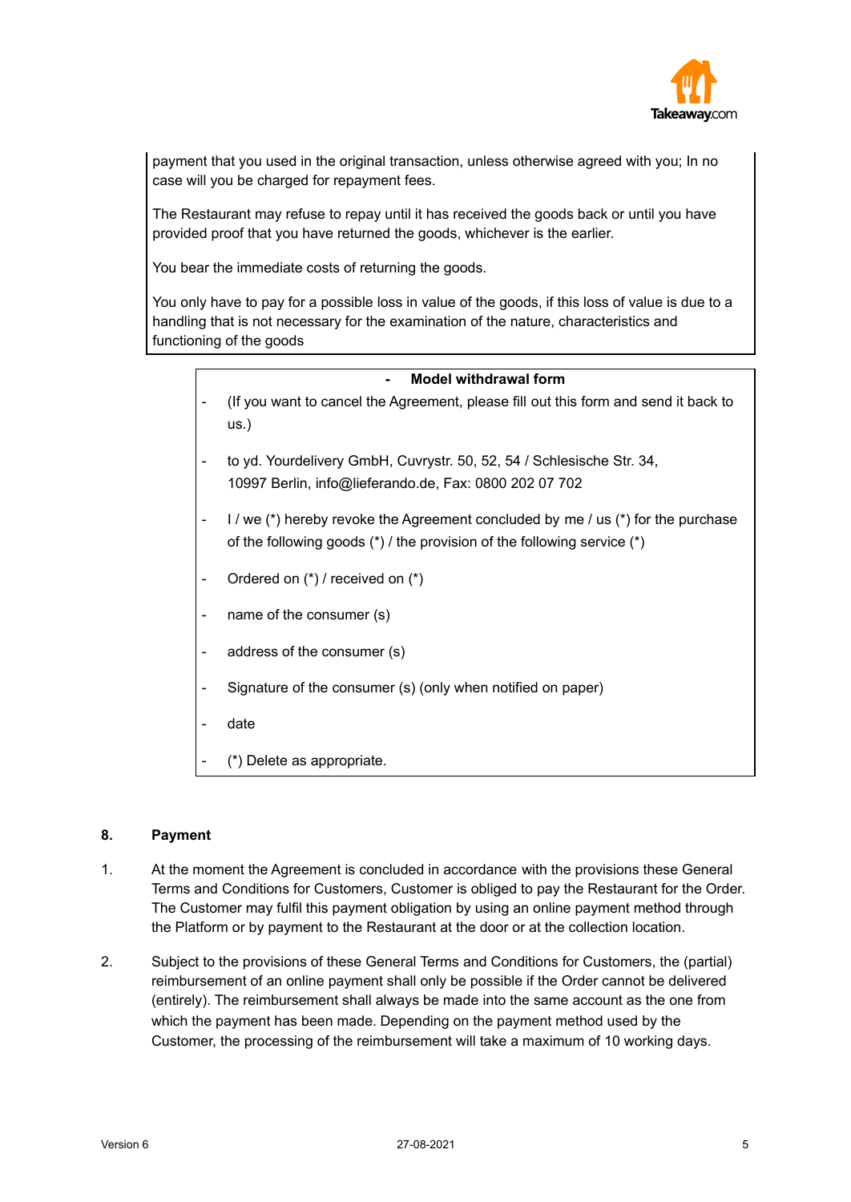payment that you used in the original transaction, unless otherwise agreed with you; In no case will you be charged for repayment fees.

The Restaurant may refuse to repay until it has received the goods back or until you have provided proof that you have returned the goods, whichever is the earlier.

You bear the immediate costs of returning the goods.

You only have to pay for a possible loss in value of the goods, if this loss of value is due to a handling that is not necessary for the examination of the nature, characteristics and functioning of the goods

- **Model withdrawal form**

- (If you want to cancel the Agreement, please fill out this form and send it back to us.)
- to yd. Yourdelivery GmbH, Cuvrystr. 50, 52, 54 / Schlesische Str. 34, 10997 Berlin, info@lieferando.de, Fax: 0800 202 07 702
- I / we (*) hereby revoke the Agreement concluded by me / us (*) for the purchase of the following goods (*) / the provision of the following service (*)
- Ordered on (*) / received on (*)
- name of the consumer (s)
- address of the consumer (s)
- Signature of the consumer (s) (only when notified on paper)
- date
- (*) Delete as appropriate.

## 8. Payment

1. At the moment the Agreement is concluded in accordance with the provisions these General Terms and Conditions for Customers, Customer is obliged to pay the Restaurant for the Order. The Customer may fulfil this payment obligation by using an online payment method through the Platform or by payment to the Restaurant at the door or at the collection location.

2. Subject to the provisions of these General Terms and Conditions for Customers, the (partial) reimbursement of an online payment shall only be possible if the Order cannot be delivered (entirely). The reimbursement shall always be made into the same account as the one from which the payment has been made. Depending on the payment method used by the Customer, the processing of the reimbursement will take a maximum of 10 working days.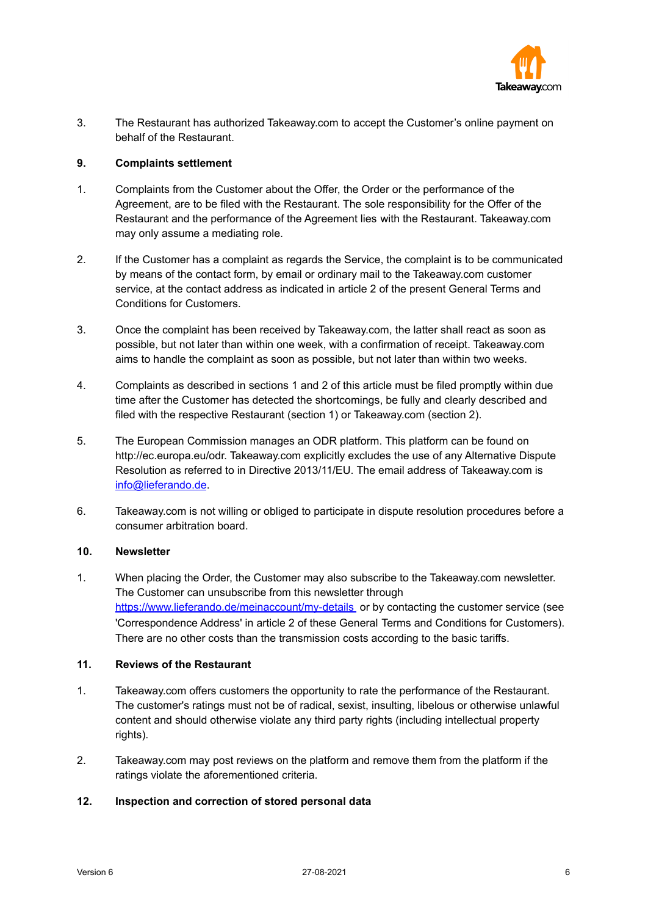3. The Restaurant has authorized Takeaway.com to accept the Customer's online payment on behalf of the Restaurant.

## 9. Complaints settlement

1. Complaints from the Customer about the Offer, the Order or the performance of the Agreement, are to be filed with the Restaurant. The sole responsibility for the Offer of the Restaurant and the performance of the Agreement lies with the Restaurant. Takeaway.com may only assume a mediating role.

2. If the Customer has a complaint as regards the Service, the complaint is to be communicated by means of the contact form, by email or ordinary mail to the Takeaway.com customer service, at the contact address as indicated in article 2 of the present General Terms and Conditions for Customers.

3. Once the complaint has been received by Takeaway.com, the latter shall react as soon as possible, but not later than within one week, with a confirmation of receipt. Takeaway.com aims to handle the complaint as soon as possible, but not later than within two weeks.

4. Complaints as described in sections 1 and 2 of this article must be filed promptly within due time after the Customer has detected the shortcomings, be fully and clearly described and filed with the respective Restaurant (section 1) or Takeaway.com (section 2).

5. The European Commission manages an ODR platform. This platform can be found on http://ec.europa.eu/odr. Takeaway.com explicitly excludes the use of any Alternative Dispute Resolution as referred to in Directive 2013/11/EU. The email address of Takeaway.com is [info@lieferando.de](mailto:info@lieferando.de).

6. Takeaway.com is not willing or obliged to participate in dispute resolution procedures before a consumer arbitration board.

## 10. Newsletter

1. When placing the Order, the Customer may also subscribe to the Takeaway.com newsletter. The Customer can unsubscribe from this newsletter through [https://www.lieferando.de/meinaccount/my-details](https://www.lieferando.de/meinaccount/my-details) or by contacting the customer service (see 'Correspondence Address' in article 2 of these General Terms and Conditions for Customers). There are no other costs than the transmission costs according to the basic tariffs.

## 11. Reviews of the Restaurant

1. Takeaway.com offers customers the opportunity to rate the performance of the Restaurant. The customer's ratings must not be of radical, sexist, insulting, libelous or otherwise unlawful content and should otherwise violate any third party rights (including intellectual property rights).

2. Takeaway.com may post reviews on the platform and remove them from the platform if the ratings violate the aforementioned criteria.

## 12. Inspection and correction of stored personal data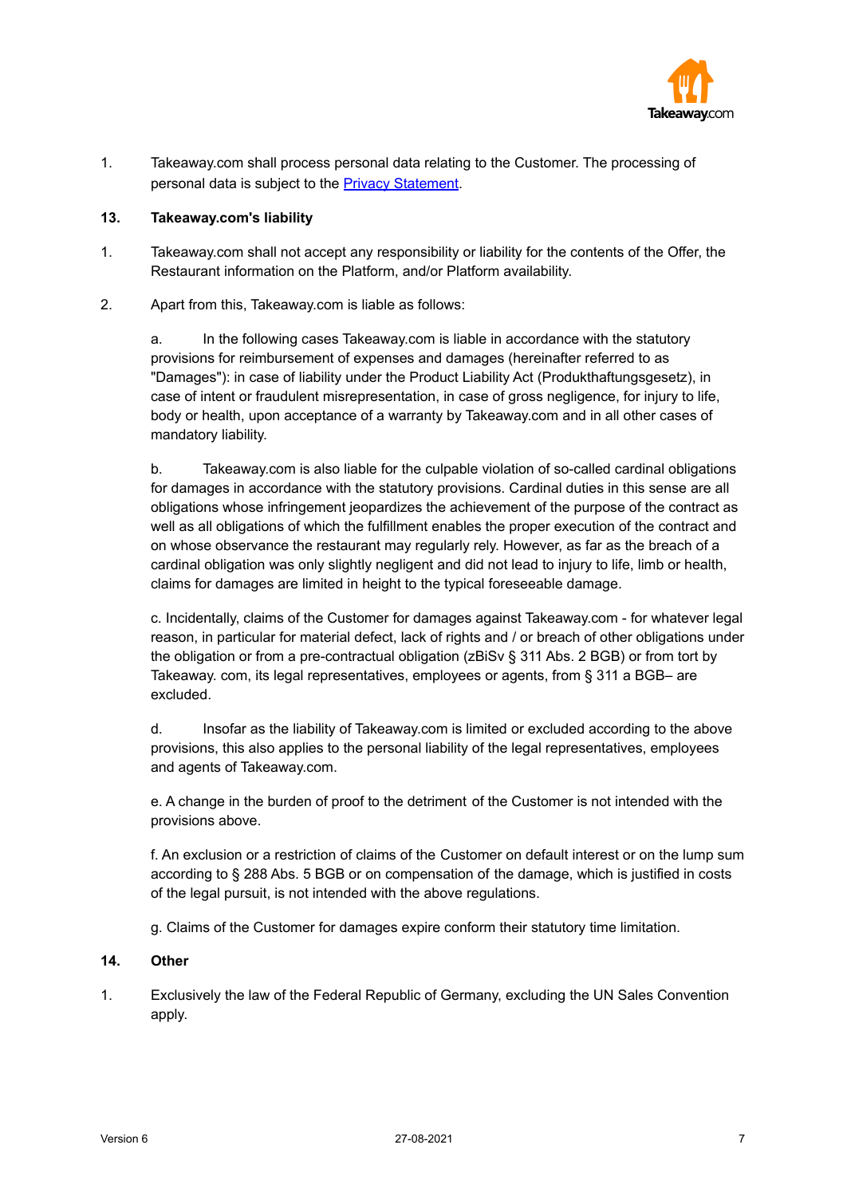1. Takeaway.com shall process personal data relating to the Customer. The processing of personal data is subject to the [Privacy Statement](#).

## 13. Takeaway.com's liability

1. Takeaway.com shall not accept any responsibility or liability for the contents of the Offer, the Restaurant information on the Platform, and/or Platform availability.

2. Apart from this, Takeaway.com is liable as follows:

   a. In the following cases Takeaway.com is liable in accordance with the statutory provisions for reimbursement of expenses and damages (hereinafter referred to as "Damages"): in case of liability under the Product Liability Act (Produkthaftungsgesetz), in case of intent or fraudulent misrepresentation, in case of gross negligence, for injury to life, body or health, upon acceptance of a warranty by Takeaway.com and in all other cases of mandatory liability.

   b. Takeaway.com is also liable for the culpable violation of so-called cardinal obligations for damages in accordance with the statutory provisions. Cardinal duties in this sense are all obligations whose infringement jeopardizes the achievement of the purpose of the contract as well as all obligations of which the fulfillment enables the proper execution of the contract and on whose observance the restaurant may regularly rely. However, as far as the breach of a cardinal obligation was only slightly negligent and did not lead to injury to life, limb or health, claims for damages are limited in height to the typical foreseeable damage.

   c. Incidentally, claims of the Customer for damages against Takeaway.com - for whatever legal reason, in particular for material defect, lack of rights and / or breach of other obligations under the obligation or from a pre-contractual obligation (zBiSv § 311 Abs. 2 BGB) or from tort by Takeaway. com, its legal representatives, employees or agents, from § 311 a BGB– are excluded.

   d. Insofar as the liability of Takeaway.com is limited or excluded according to the above provisions, this also applies to the personal liability of the legal representatives, employees and agents of Takeaway.com.

   e. A change in the burden of proof to the detriment of the Customer is not intended with the provisions above.

   f. An exclusion or a restriction of claims of the Customer on default interest or on the lump sum according to § 288 Abs. 5 BGB or on compensation of the damage, which is justified in costs of the legal pursuit, is not intended with the above regulations.

   g. Claims of the Customer for damages expire conform their statutory time limitation.

## 14. Other

1. Exclusively the law of the Federal Republic of Germany, excluding the UN Sales Convention apply.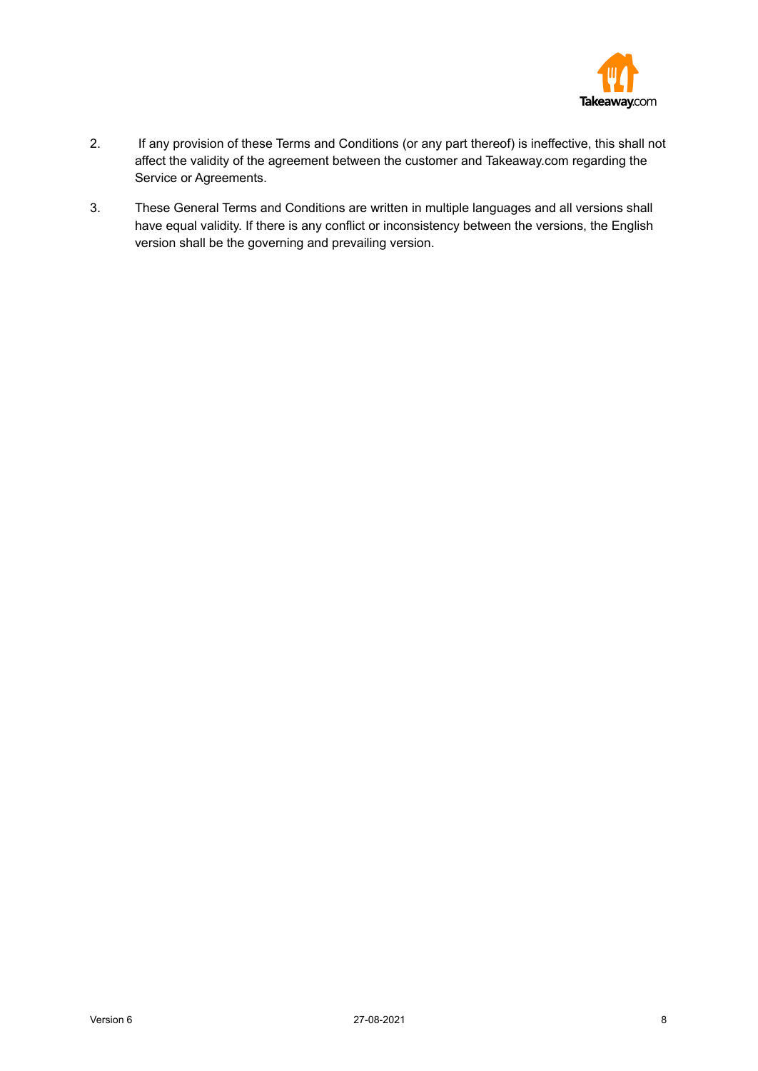2. If any provision of these Terms and Conditions (or any part thereof) is ineffective, this shall not affect the validity of the agreement between the customer and Takeaway.com regarding the Service or Agreements.

3. These General Terms and Conditions are written in multiple languages and all versions shall have equal validity. If there is any conflict or inconsistency between the versions, the English version shall be the governing and prevailing version.